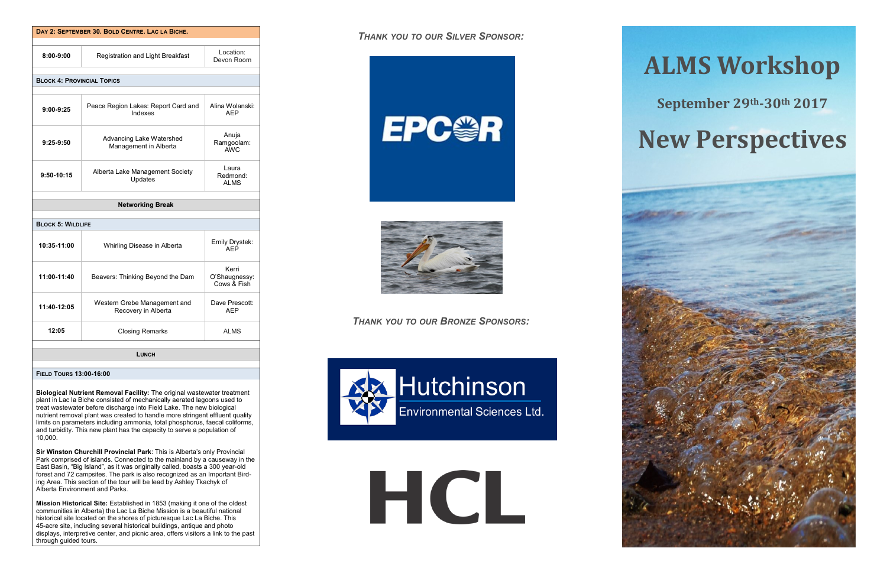| Day 2: September 30. Bold Centre. Lac la Biche. | | |
|---|---|---|
| **8:00-9:00** | Registration and Light Breakfast | Location: Devon Room |
| **Block 4: Provincial Topics** | | |
| **9:00-9:25** | Peace Region Lakes: Report Card and Indexes | Alina Wolanski: AEP |
| **9:25-9:50** | Advancing Lake Watershed Management in Alberta | Anuja Ramgoolam: AWC |
| **9:50-10:15** | Alberta Lake Management Society Updates | Laura Redmond: ALMS |
| | **Networking Break** | |
| **Block 5: Wildlife** | | |
| **10:35-11:00** | Whirling Disease in Alberta | Emily Drystek: AEP |
| **11:00-11:40** | Beavers: Thinking Beyond the Dam | Kerri O'Shaugnessy: Cows & Fish |
| **11:40-12:05** | Western Grebe Management and Recovery in Alberta | Dave Prescott: AEP |
| **12:05** | Closing Remarks | ALMS |
| | **Lunch** | |

**Field Tours 13:00-16:00**

**Biological Nutrient Removal Facility:** The original wastewater treatment plant in Lac la Biche consisted of mechanically aerated lagoons used to treat wastewater before discharge into Field Lake. The new biological nutrient removal plant was created to handle more stringent effluent quality limits on parameters including ammonia, total phosphorus, faecal coliforms, and turbidity. This new plant has the capacity to serve a population of 10,000.

**Sir Winston Churchill Provincial Park**: This is Alberta's only Provincial Park comprised of islands. Connected to the mainland by a causeway in the East Basin, "Big Island", as it was originally called, boasts a 300 year-old forest and 72 campsites. The park is also recognized as an Important Bird-ing Area. This section of the tour will be lead by Ashley Tkachyk of Alberta Environment and Parks.

**Mission Historical Site:** Established in 1853 (making it one of the oldest communities in Alberta) the Lac La Biche Mission is a beautiful national historical site located on the shores of picturesque Lac La Biche. This 45-acre site, including several historical buildings, antique and photo displays, interpretive center, and picnic area, offers visitors a link to the past through guided tours.

***Thank you to our Silver Sponsor:***

EPCOR

***Thank you to our Bronze Sponsors:***

Hutchinson Environmental Sciences Ltd.

HCL

# ALMS Workshop

## September 29th-30th 2017

# New Perspectives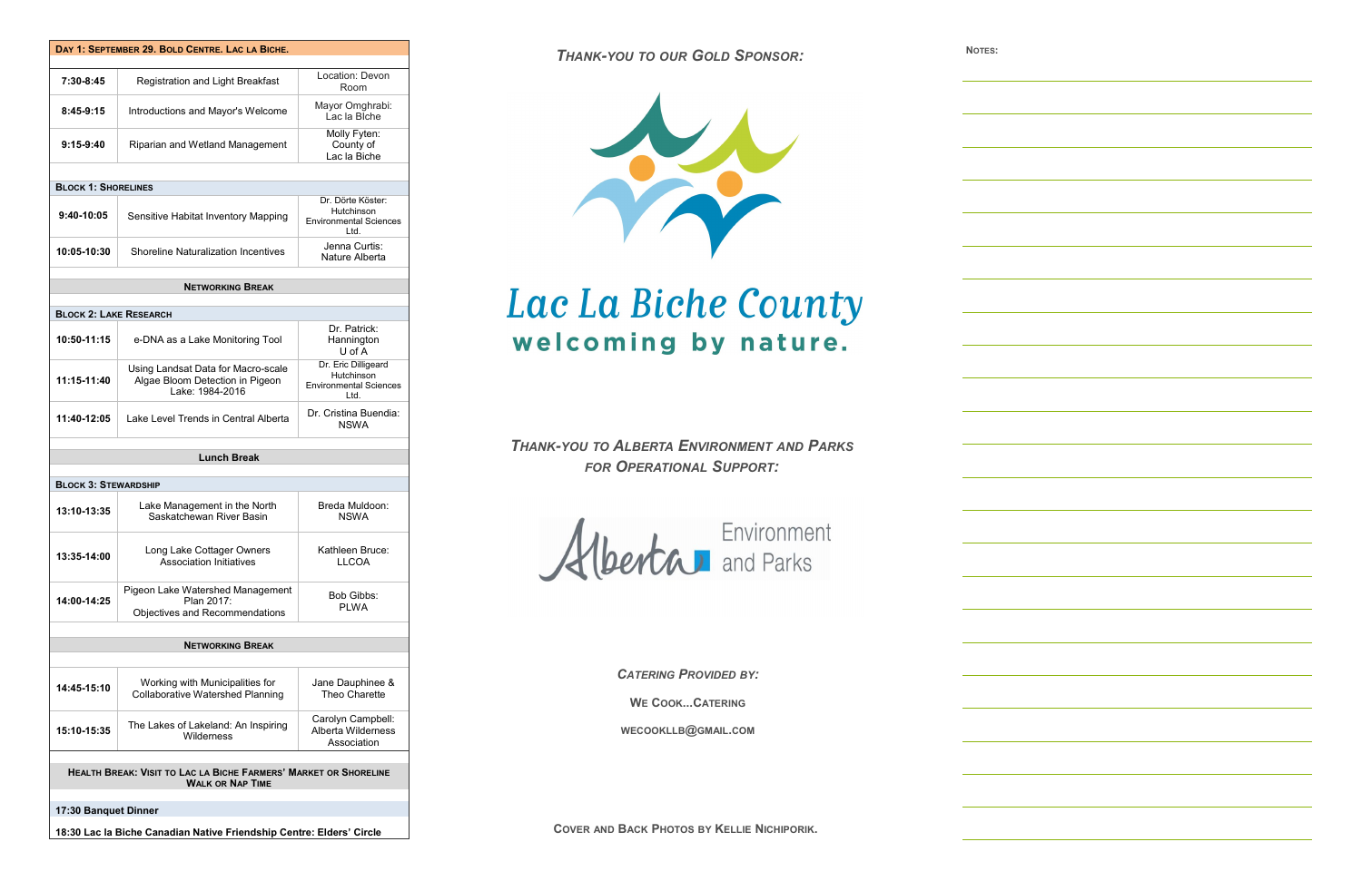| Day 1: September 29. Bold Centre. Lac la Biche. | | |
| --- | --- | --- |
| 7:30-8:45 | Registration and Light Breakfast | Location: Devon Room |
| 8:45-9:15 | Introductions and Mayor's Welcome | Mayor Omghrabi: Lac la BIche |
| 9:15-9:40 | Riparian and Wetland Management | Molly Fyten: County of Lac la Biche |
| **Block 1: Shorelines** | | |
| 9:40-10:05 | Sensitive Habitat Inventory Mapping | Dr. Dörte Köster: Hutchinson Environmental Sciences Ltd. |
| 10:05-10:30 | Shoreline Naturalization Incentives | Jenna Curtis: Nature Alberta |
| **Networking Break** | | |
| **Block 2: Lake Research** | | |
| 10:50-11:15 | e-DNA as a Lake Monitoring Tool | Dr. Patrick: Hannington U of A |
| 11:15-11:40 | Using Landsat Data for Macro-scale Algae Bloom Detection in Pigeon Lake: 1984-2016 | Dr. Eric Dilligeard Hutchinson Environmental Sciences Ltd. |
| 11:40-12:05 | Lake Level Trends in Central Alberta | Dr. Cristina Buendia: NSWA |
| **Lunch Break** | | |
| **Block 3: Stewardship** | | |
| 13:10-13:35 | Lake Management in the North Saskatchewan River Basin | Breda Muldoon: NSWA |
| 13:35-14:00 | Long Lake Cottager Owners Association Initiatives | Kathleen Bruce: LLCOA |
| 14:00-14:25 | Pigeon Lake Watershed Management Plan 2017: Objectives and Recommendations | Bob Gibbs: PLWA |
| **Networking Break** | | |
| 14:45-15:10 | Working with Municipalities for Collaborative Watershed Planning | Jane Dauphinee & Theo Charette |
| 15:10-15:35 | The Lakes of Lakeland: An Inspiring Wilderness | Carolyn Campbell: Alberta Wilderness Association |
| **Health Break: Visit to Lac la Biche Farmers' Market or Shoreline Walk or Nap Time** | | |
| **17:30 Banquet Dinner** | | |
| **18:30 Lac la Biche Canadian Native Friendship Centre: Elders' Circle** | | |

***Thank-you to our Gold Sponsor:***

Lac La Biche County

welcoming by nature.

***Thank-you to Alberta Environment and Parks for Operational Support:***

Alberta Environment and Parks

***Catering Provided by:***

**We Cook...Catering**

**wecookllb@gmail.com**

**Cover and Back Photos by Kellie Nichiporik.**

**Notes:**